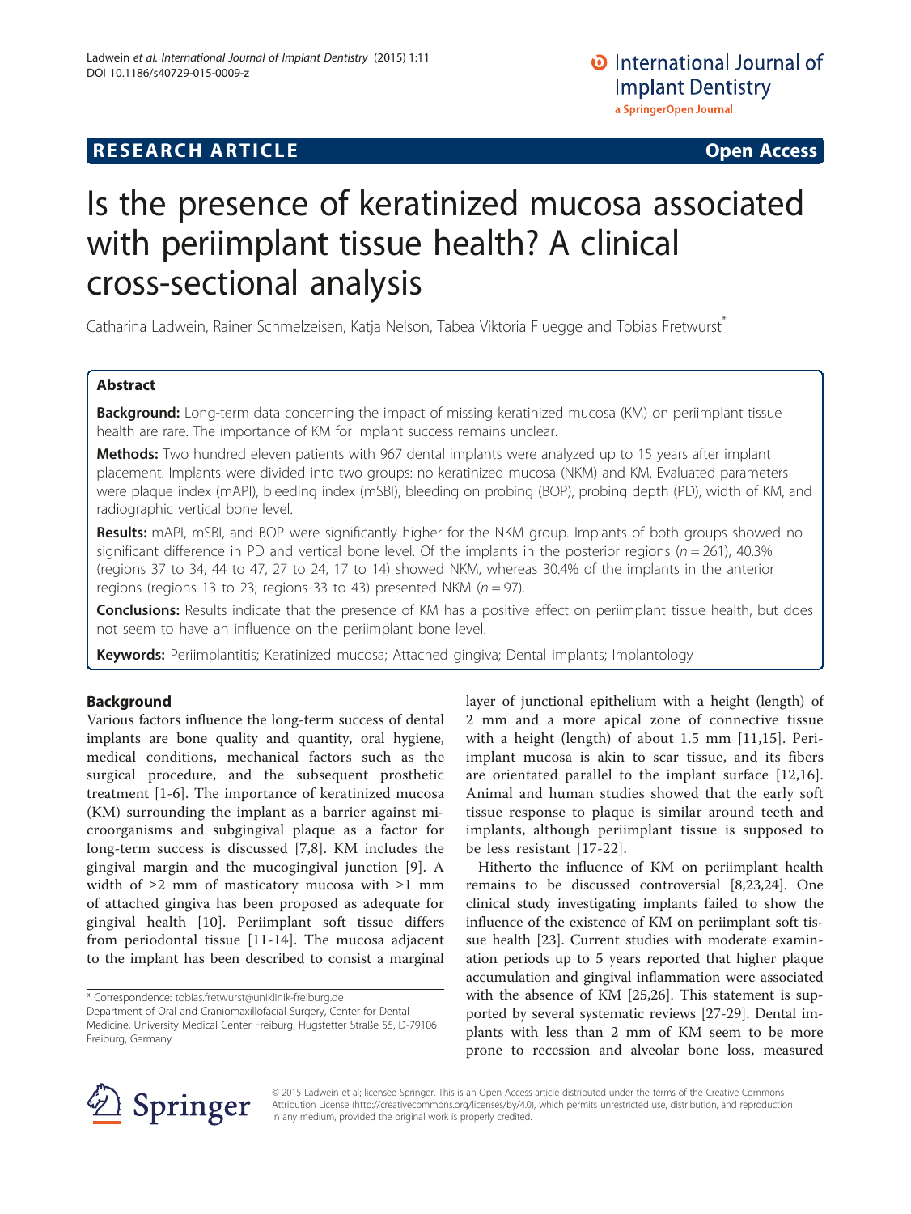**RESEARCH ARTICLE** **Open Access**

# Is the presence of keratinized mucosa associated with periimplant tissue health? A clinical cross-sectional analysis

Catharina Ladwein, Rainer Schmelzeisen, Katja Nelson, Tabea Viktoria Fluegge and Tobias Fretwurst*

## Abstract

**Background:** Long-term data concerning the impact of missing keratinized mucosa (KM) on periimplant tissue health are rare. The importance of KM for implant success remains unclear.

**Methods:** Two hundred eleven patients with 967 dental implants were analyzed up to 15 years after implant placement. Implants were divided into two groups: no keratinized mucosa (NKM) and KM. Evaluated parameters were plaque index (mAPI), bleeding index (mSBI), bleeding on probing (BOP), probing depth (PD), width of KM, and radiographic vertical bone level.

**Results:** mAPI, mSBI, and BOP were significantly higher for the NKM group. Implants of both groups showed no significant difference in PD and vertical bone level. Of the implants in the posterior regions ($n = 261$), 40.3% (regions 37 to 34, 44 to 47, 27 to 24, 17 to 14) showed NKM, whereas 30.4% of the implants in the anterior regions (regions 13 to 23; regions 33 to 43) presented NKM ($n = 97$).

**Conclusions:** Results indicate that the presence of KM has a positive effect on periimplant tissue health, but does not seem to have an influence on the periimplant bone level.

**Keywords:** Periimplantitis; Keratinized mucosa; Attached gingiva; Dental implants; Implantology

## Background

Various factors influence the long-term success of dental implants are bone quality and quantity, oral hygiene, medical conditions, mechanical factors such as the surgical procedure, and the subsequent prosthetic treatment [1-6]. The importance of keratinized mucosa (KM) surrounding the implant as a barrier against microorganisms and subgingival plaque as a factor for long-term success is discussed [7,8]. KM includes the gingival margin and the mucogingival junction [9]. A width of ≥2 mm of masticatory mucosa with ≥1 mm of attached gingiva has been proposed as adequate for gingival health [10]. Periimplant soft tissue differs from periodontal tissue [11-14]. The mucosa adjacent to the implant has been described to consist a marginal layer of junctional epithelium with a height (length) of 2 mm and a more apical zone of connective tissue with a height (length) of about 1.5 mm [11,15]. Periimplant mucosa is akin to scar tissue, and its fibers are orientated parallel to the implant surface [12,16]. Animal and human studies showed that the early soft tissue response to plaque is similar around teeth and implants, although periimplant tissue is supposed to be less resistant [17-22].

Hitherto the influence of KM on periimplant health remains to be discussed controversial [8,23,24]. One clinical study investigating implants failed to show the influence of the existence of KM on periimplant soft tissue health [23]. Current studies with moderate examination periods up to 5 years reported that higher plaque accumulation and gingival inflammation were associated with the absence of KM [25,26]. This statement is supported by several systematic reviews [27-29]. Dental implants with less than 2 mm of KM seem to be more prone to recession and alveolar bone loss, measured

\* Correspondence: tobias.fretwurst@uniklinik-freiburg.de
Department of Oral and Craniomaxillofacial Surgery, Center for Dental Medicine, University Medical Center Freiburg, Hugstetter Straße 55, D-79106 Freiburg, Germany

© 2015 Ladwein et al; licensee Springer. This is an Open Access article distributed under the terms of the Creative Commons Attribution License (http://creativecommons.org/licenses/by/4.0), which permits unrestricted use, distribution, and reproduction in any medium, provided the original work is properly credited.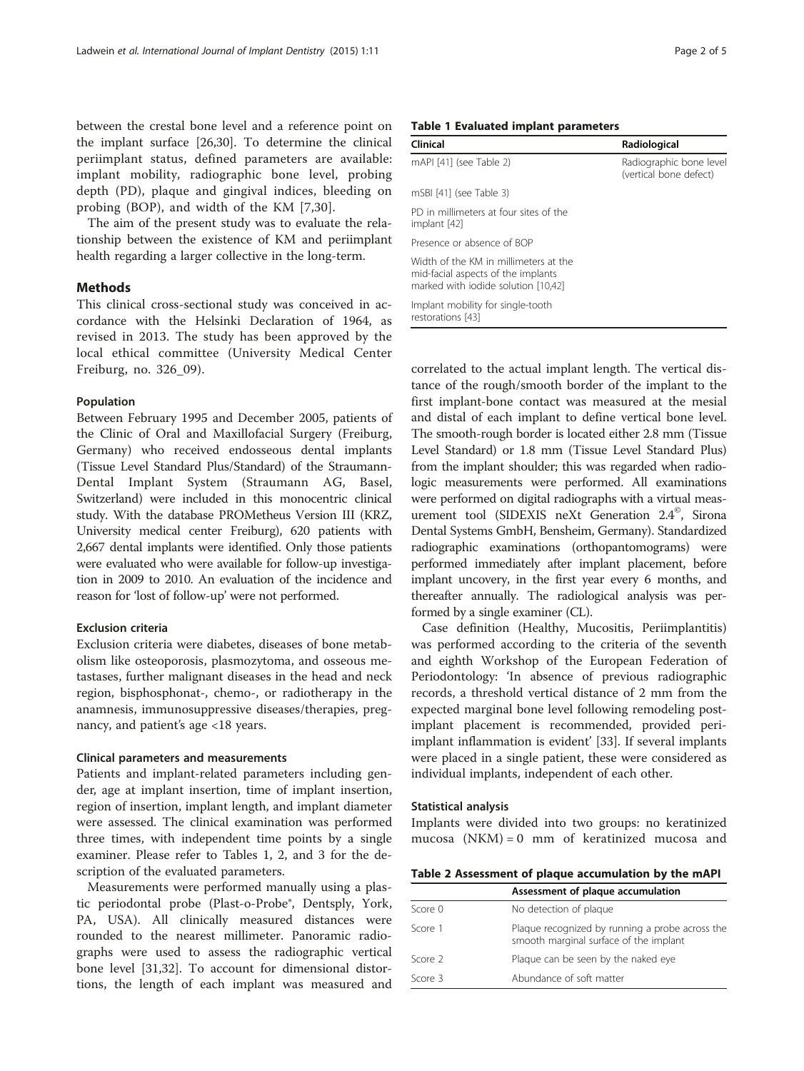between the crestal bone level and a reference point on the implant surface [26,30]. To determine the clinical periimplant status, defined parameters are available: implant mobility, radiographic bone level, probing depth (PD), plaque and gingival indices, bleeding on probing (BOP), and width of the KM [7,30].

The aim of the present study was to evaluate the relationship between the existence of KM and periimplant health regarding a larger collective in the long-term.

## Methods

This clinical cross-sectional study was conceived in accordance with the Helsinki Declaration of 1964, as revised in 2013. The study has been approved by the local ethical committee (University Medical Center Freiburg, no. 326_09).

### Population

Between February 1995 and December 2005, patients of the Clinic of Oral and Maxillofacial Surgery (Freiburg, Germany) who received endosseous dental implants (Tissue Level Standard Plus/Standard) of the Straumann-Dental Implant System (Straumann AG, Basel, Switzerland) were included in this monocentric clinical study. With the database PROMetheus Version III (KRZ, University medical center Freiburg), 620 patients with 2,667 dental implants were identified. Only those patients were evaluated who were available for follow-up investigation in 2009 to 2010. An evaluation of the incidence and reason for 'lost of follow-up' were not performed.

### Exclusion criteria

Exclusion criteria were diabetes, diseases of bone metabolism like osteoporosis, plasmozytoma, and osseous metastases, further malignant diseases in the head and neck region, bisphosphonat-, chemo-, or radiotherapy in the anamnesis, immunosuppressive diseases/therapies, pregnancy, and patient's age <18 years.

### Clinical parameters and measurements

Patients and implant-related parameters including gender, age at implant insertion, time of implant insertion, region of insertion, implant length, and implant diameter were assessed. The clinical examination was performed three times, with independent time points by a single examiner. Please refer to Tables 1, 2, and 3 for the description of the evaluated parameters.

Measurements were performed manually using a plastic periodontal probe (Plast-o-Probe®, Dentsply, York, PA, USA). All clinically measured distances were rounded to the nearest millimeter. Panoramic radiographs were used to assess the radiographic vertical bone level [31,32]. To account for dimensional distortions, the length of each implant was measured and correlated to the actual implant length. The vertical distance of the rough/smooth border of the implant to the first implant-bone contact was measured at the mesial and distal of each implant to define vertical bone level. The smooth-rough border is located either 2.8 mm (Tissue Level Standard) or 1.8 mm (Tissue Level Standard Plus) from the implant shoulder; this was regarded when radiologic measurements were performed. All examinations were performed on digital radiographs with a virtual measurement tool (SIDEXIS neXt Generation 2.4©, Sirona Dental Systems GmbH, Bensheim, Germany). Standardized radiographic examinations (orthopantomograms) were performed immediately after implant placement, before implant uncovery, in the first year every 6 months, and thereafter annually. The radiological analysis was performed by a single examiner (CL).

Case definition (Healthy, Mucositis, Periimplantitis) was performed according to the criteria of the seventh and eighth Workshop of the European Federation of Periodontology: 'In absence of previous radiographic records, a threshold vertical distance of 2 mm from the expected marginal bone level following remodeling post-implant placement is recommended, provided peri-implant inflammation is evident' [33]. If several implants were placed in a single patient, these were considered as individual implants, independent of each other.

### Statistical analysis

Implants were divided into two groups: no keratinized mucosa (NKM) = 0 mm of keratinized mucosa and

**Table 1 Evaluated implant parameters**

| Clinical | Radiological |
|---|---|
| mAPI [41] (see Table 2) | Radiographic bone level (vertical bone defect) |
| mSBI [41] (see Table 3) | |
| PD in millimeters at four sites of the implant [42] | |
| Presence or absence of BOP | |
| Width of the KM in millimeters at the mid-facial aspects of the implants marked with iodide solution [10,42] | |
| Implant mobility for single-tooth restorations [43] | |

**Table 2 Assessment of plaque accumulation by the mAPI**

| | Assessment of plaque accumulation |
|---|---|
| Score 0 | No detection of plaque |
| Score 1 | Plaque recognized by running a probe across the smooth marginal surface of the implant |
| Score 2 | Plaque can be seen by the naked eye |
| Score 3 | Abundance of soft matter |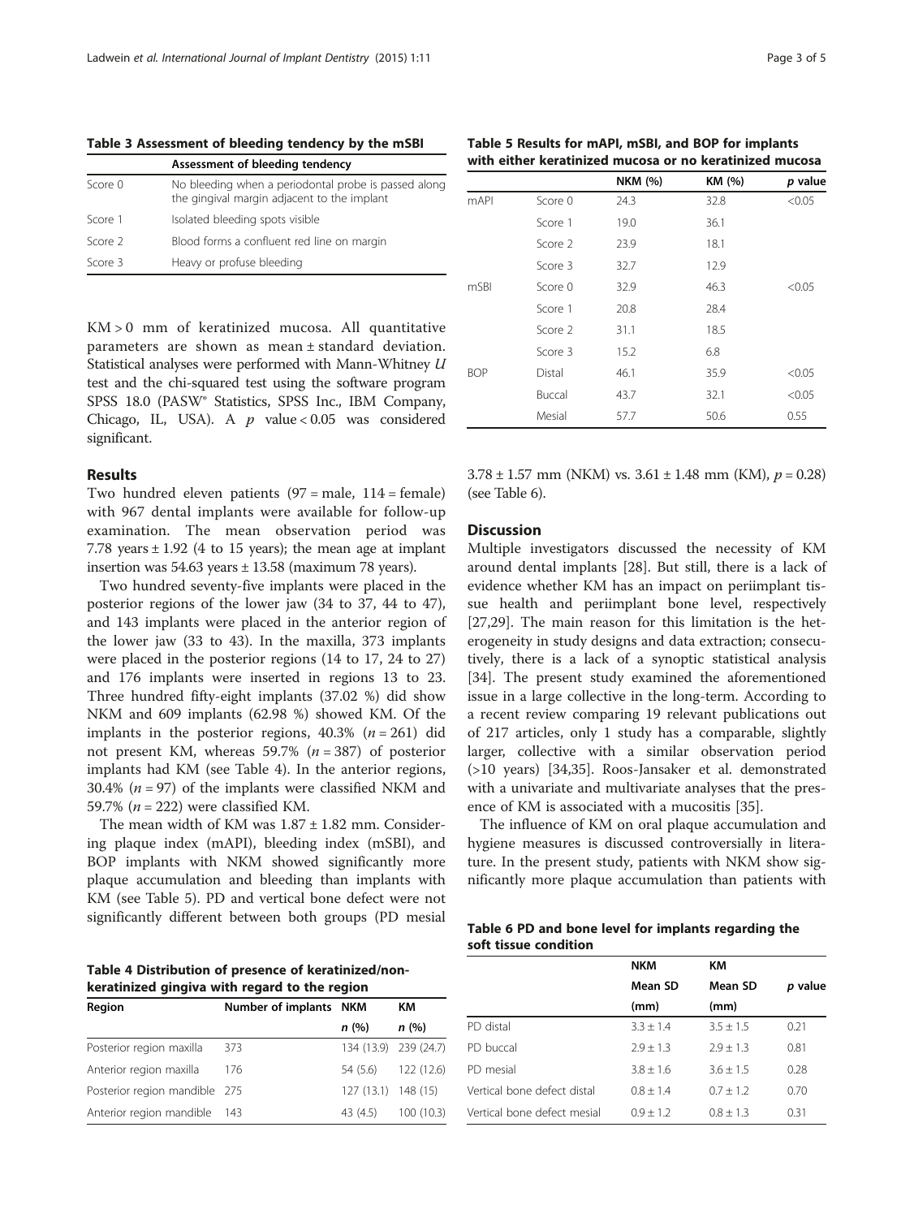Table 3 Assessment of bleeding tendency by the mSBI

| | Assessment of bleeding tendency |
|---|---|
| Score 0 | No bleeding when a periodontal probe is passed along the gingival margin adjacent to the implant |
| Score 1 | Isolated bleeding spots visible |
| Score 2 | Blood forms a confluent red line on margin |
| Score 3 | Heavy or profuse bleeding |

KM > 0 mm of keratinized mucosa. All quantitative parameters are shown as mean ± standard deviation. Statistical analyses were performed with Mann-Whitney *U* test and the chi-squared test using the software program SPSS 18.0 (PASW® Statistics, SPSS Inc., IBM Company, Chicago, IL, USA). A *p* value < 0.05 was considered significant.

## Results

Two hundred eleven patients (97 = male, 114 = female) with 967 dental implants were available for follow-up examination. The mean observation period was 7.78 years ± 1.92 (4 to 15 years); the mean age at implant insertion was 54.63 years ± 13.58 (maximum 78 years).

Two hundred seventy-five implants were placed in the posterior regions of the lower jaw (34 to 37, 44 to 47), and 143 implants were placed in the anterior region of the lower jaw (33 to 43). In the maxilla, 373 implants were placed in the posterior regions (14 to 17, 24 to 27) and 176 implants were inserted in regions 13 to 23. Three hundred fifty-eight implants (37.02 %) did show NKM and 609 implants (62.98 %) showed KM. Of the implants in the posterior regions, 40.3% ($n = 261$) did not present KM, whereas 59.7% ($n = 387$) of posterior implants had KM (see Table 4). In the anterior regions, 30.4% ($n = 97$) of the implants were classified NKM and 59.7% ($n = 222$) were classified KM.

The mean width of KM was 1.87 ± 1.82 mm. Considering plaque index (mAPI), bleeding index (mSBI), and BOP implants with NKM showed significantly more plaque accumulation and bleeding than implants with KM (see Table 5). PD and vertical bone defect were not significantly different between both groups (PD mesial 3.78 ± 1.57 mm (NKM) vs. 3.61 ± 1.48 mm (KM), $p = 0.28$) (see Table 6).

Table 4 Distribution of presence of keratinized/non-keratinized gingiva with regard to the region

| Region | Number of implants | NKM *n* (%) | KM *n* (%) |
|---|---|---|---|
| Posterior region maxilla | 373 | 134 (13.9) | 239 (24.7) |
| Anterior region maxilla | 176 | 54 (5.6) | 122 (12.6) |
| Posterior region mandible | 275 | 127 (13.1) | 148 (15) |
| Anterior region mandible | 143 | 43 (4.5) | 100 (10.3) |

Table 5 Results for mAPI, mSBI, and BOP for implants with either keratinized mucosa or no keratinized mucosa

| | | NKM (%) | KM (%) | *p* value |
|---|---|---|---|---|
| mAPI | Score 0 | 24.3 | 32.8 | <0.05 |
| | Score 1 | 19.0 | 36.1 | |
| | Score 2 | 23.9 | 18.1 | |
| | Score 3 | 32.7 | 12.9 | |
| mSBI | Score 0 | 32.9 | 46.3 | <0.05 |
| | Score 1 | 20.8 | 28.4 | |
| | Score 2 | 31.1 | 18.5 | |
| | Score 3 | 15.2 | 6.8 | |
| BOP | Distal | 46.1 | 35.9 | <0.05 |
| | Buccal | 43.7 | 32.1 | <0.05 |
| | Mesial | 57.7 | 50.6 | 0.55 |

## Discussion

Multiple investigators discussed the necessity of KM around dental implants [28]. But still, there is a lack of evidence whether KM has an impact on periimplant tissue health and periimplant bone level, respectively [27,29]. The main reason for this limitation is the heterogeneity in study designs and data extraction; consecutively, there is a lack of a synoptic statistical analysis [34]. The present study examined the aforementioned issue in a large collective in the long-term. According to a recent review comparing 19 relevant publications out of 217 articles, only 1 study has a comparable, slightly larger, collective with a similar observation period (>10 years) [34,35]. Roos-Jansaker et al. demonstrated with a univariate and multivariate analyses that the presence of KM is associated with a mucositis [35].

The influence of KM on oral plaque accumulation and hygiene measures is discussed controversially in literature. In the present study, patients with NKM show significantly more plaque accumulation than patients with

Table 6 PD and bone level for implants regarding the soft tissue condition

| | NKM Mean SD (mm) | KM Mean SD (mm) | *p* value |
|---|---|---|---|
| PD distal | 3.3 ± 1.4 | 3.5 ± 1.5 | 0.21 |
| PD buccal | 2.9 ± 1.3 | 2.9 ± 1.3 | 0.81 |
| PD mesial | 3.8 ± 1.6 | 3.6 ± 1.5 | 0.28 |
| Vertical bone defect distal | 0.8 ± 1.4 | 0.7 ± 1.2 | 0.70 |
| Vertical bone defect mesial | 0.9 ± 1.2 | 0.8 ± 1.3 | 0.31 |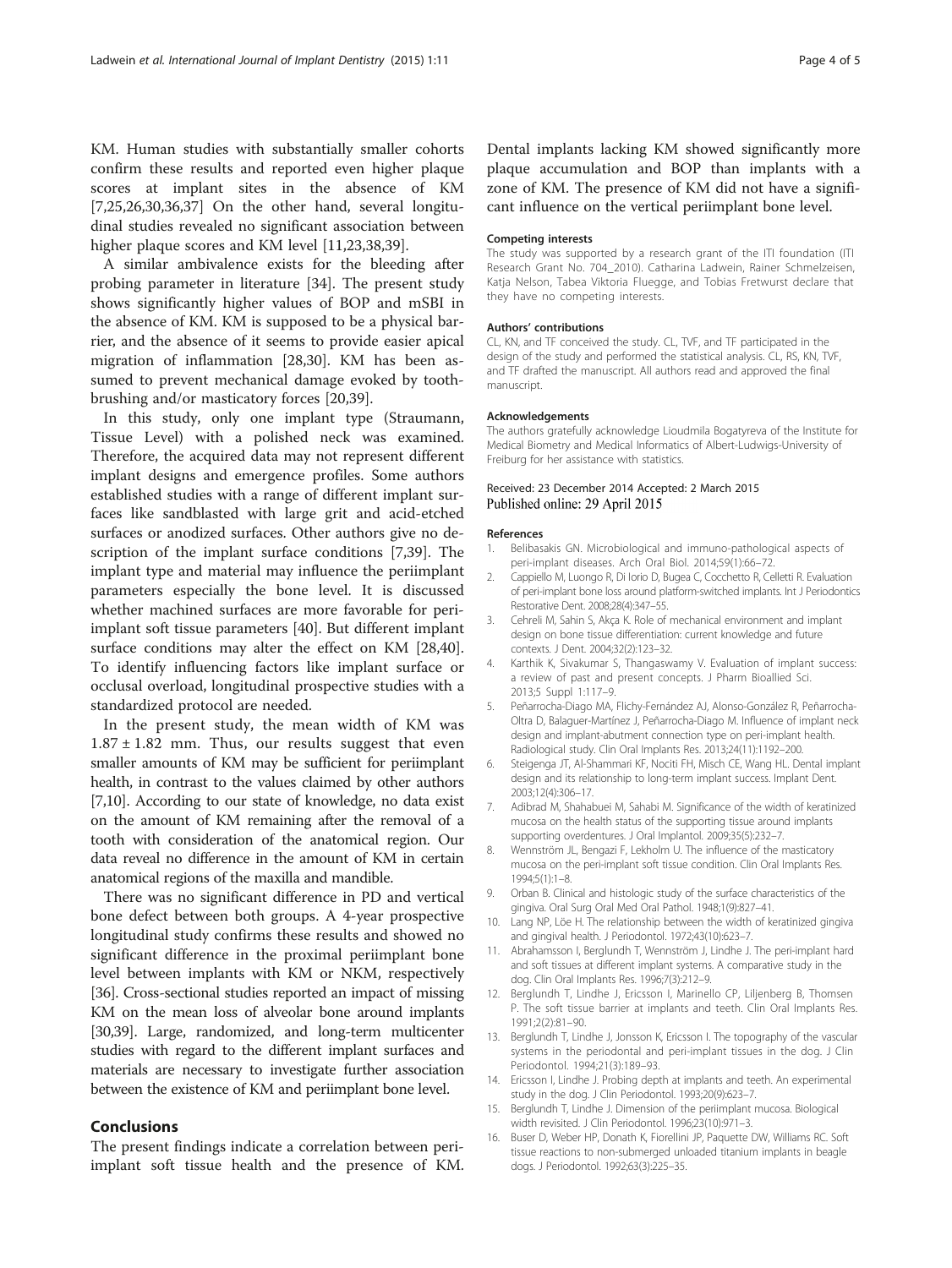KM. Human studies with substantially smaller cohorts confirm these results and reported even higher plaque scores at implant sites in the absence of KM [7,25,26,30,36,37] On the other hand, several longitudinal studies revealed no significant association between higher plaque scores and KM level [11,23,38,39].

A similar ambivalence exists for the bleeding after probing parameter in literature [34]. The present study shows significantly higher values of BOP and mSBI in the absence of KM. KM is supposed to be a physical barrier, and the absence of it seems to provide easier apical migration of inflammation [28,30]. KM has been assumed to prevent mechanical damage evoked by toothbrushing and/or masticatory forces [20,39].

In this study, only one implant type (Straumann, Tissue Level) with a polished neck was examined. Therefore, the acquired data may not represent different implant designs and emergence profiles. Some authors established studies with a range of different implant surfaces like sandblasted with large grit and acid-etched surfaces or anodized surfaces. Other authors give no description of the implant surface conditions [7,39]. The implant type and material may influence the periimplant parameters especially the bone level. It is discussed whether machined surfaces are more favorable for periimplant soft tissue parameters [40]. But different implant surface conditions may alter the effect on KM [28,40]. To identify influencing factors like implant surface or occlusal overload, longitudinal prospective studies with a standardized protocol are needed.

In the present study, the mean width of KM was $1.87 \pm 1.82$ mm. Thus, our results suggest that even smaller amounts of KM may be sufficient for periimplant health, in contrast to the values claimed by other authors [7,10]. According to our state of knowledge, no data exist on the amount of KM remaining after the removal of a tooth with consideration of the anatomical region. Our data reveal no difference in the amount of KM in certain anatomical regions of the maxilla and mandible.

There was no significant difference in PD and vertical bone defect between both groups. A 4-year prospective longitudinal study confirms these results and showed no significant difference in the proximal periimplant bone level between implants with KM or NKM, respectively [36]. Cross-sectional studies reported an impact of missing KM on the mean loss of alveolar bone around implants [30,39]. Large, randomized, and long-term multicenter studies with regard to the different implant surfaces and materials are necessary to investigate further association between the existence of KM and periimplant bone level.

## Conclusions

The present findings indicate a correlation between periimplant soft tissue health and the presence of KM. Dental implants lacking KM showed significantly more plaque accumulation and BOP than implants with a zone of KM. The presence of KM did not have a significant influence on the vertical periimplant bone level.

#### Competing interests

The study was supported by a research grant of the ITI foundation (ITI Research Grant No. 704_2010). Catharina Ladwein, Rainer Schmelzeisen, Katja Nelson, Tabea Viktoria Fluegge, and Tobias Fretwurst declare that they have no competing interests.

#### Authors' contributions

CL, KN, and TF conceived the study. CL, TVF, and TF participated in the design of the study and performed the statistical analysis. CL, RS, KN, TVF, and TF drafted the manuscript. All authors read and approved the final manuscript.

#### Acknowledgements

The authors gratefully acknowledge Lioudmila Bogatyreva of the Institute for Medical Biometry and Medical Informatics of Albert-Ludwigs-University of Freiburg for her assistance with statistics.

Received: 23 December 2014 Accepted: 2 March 2015
Published online: 29 April 2015

#### References

1. Belibasakis GN. Microbiological and immuno-pathological aspects of peri-implant diseases. Arch Oral Biol. 2014;59(1):66–72.
2. Cappiello M, Luongo R, Di Iorio D, Bugea C, Cocchetto R, Celletti R. Evaluation of peri-implant bone loss around platform-switched implants. Int J Periodontics Restorative Dent. 2008;28(4):347–55.
3. Cehreli M, Sahin S, Akça K. Role of mechanical environment and implant design on bone tissue differentiation: current knowledge and future contexts. J Dent. 2004;32(2):123–32.
4. Karthik K, Sivakumar S, Thangaswamy V. Evaluation of implant success: a review of past and present concepts. J Pharm Bioallied Sci. 2013;5 Suppl 1:117–9.
5. Peñarrocha-Diago MA, Flichy-Fernández AJ, Alonso-González R, Peñarrocha-Oltra D, Balaguer-Martínez J, Peñarrocha-Diago M. Influence of implant neck design and implant-abutment connection type on peri-implant health. Radiological study. Clin Oral Implants Res. 2013;24(11):1192–200.
6. Steigenga JT, Al-Shammari KF, Nociti FH, Misch CE, Wang HL. Dental implant design and its relationship to long-term implant success. Implant Dent. 2003;12(4):306–17.
7. Adibrad M, Shahabuei M, Sahabi M. Significance of the width of keratinized mucosa on the health status of the supporting tissue around implants supporting overdentures. J Oral Implantol. 2009;35(5):232–7.
8. Wennström JL, Bengazi F, Lekholm U. The influence of the masticatory mucosa on the peri-implant soft tissue condition. Clin Oral Implants Res. 1994;5(1):1–8.
9. Orban B. Clinical and histologic study of the surface characteristics of the gingiva. Oral Surg Oral Med Oral Pathol. 1948;1(9):827–41.
10. Lang NP, Löe H. The relationship between the width of keratinized gingiva and gingival health. J Periodontol. 1972;43(10):623–7.
11. Abrahamsson I, Berglundh T, Wennström J, Lindhe J. The peri-implant hard and soft tissues at different implant systems. A comparative study in the dog. Clin Oral Implants Res. 1996;7(3):212–9.
12. Berglundh T, Lindhe J, Ericsson I, Marinello CP, Liljenberg B, Thomsen P. The soft tissue barrier at implants and teeth. Clin Oral Implants Res. 1991;2(2):81–90.
13. Berglundh T, Lindhe J, Jonsson K, Ericsson I. The topography of the vascular systems in the periodontal and peri-implant tissues in the dog. J Clin Periodontol. 1994;21(3):189–93.
14. Ericsson I, Lindhe J. Probing depth at implants and teeth. An experimental study in the dog. J Clin Periodontol. 1993;20(9):623–7.
15. Berglundh T, Lindhe J. Dimension of the periimplant mucosa. Biological width revisited. J Clin Periodontol. 1996;23(10):971–3.
16. Buser D, Weber HP, Donath K, Fiorellini JP, Paquette DW, Williams RC. Soft tissue reactions to non-submerged unloaded titanium implants in beagle dogs. J Periodontol. 1992;63(3):225–35.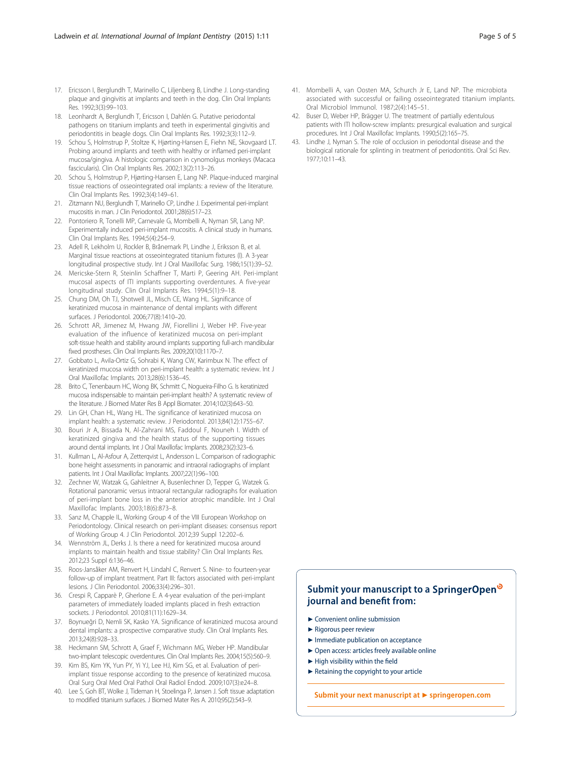17. Ericsson I, Berglundh T, Marinello C, Liljenberg B, Lindhe J. Long-standing plaque and gingivitis at implants and teeth in the dog. Clin Oral Implants Res. 1992;3(3):99–103.
18. Leonhardt A, Berglundh T, Ericsson I, Dahlén G. Putative periodontal pathogens on titanium implants and teeth in experimental gingivitis and periodontitis in beagle dogs. Clin Oral Implants Res. 1992;3(3):112–9.
19. Schou S, Holmstrup P, Stoltze K, Hjørting-Hansen E, Fiehn NE, Skovgaard LT. Probing around implants and teeth with healthy or inflamed peri-implant mucosa/gingiva. A histologic comparison in cynomolgus monkeys (Macaca fascicularis). Clin Oral Implants Res. 2002;13(2):113–26.
20. Schou S, Holmstrup P, Hjørting-Hansen E, Lang NP. Plaque-induced marginal tissue reactions of osseointegrated oral implants: a review of the literature. Clin Oral Implants Res. 1992;3(4):149–61.
21. Zitzmann NU, Berglundh T, Marinello CP, Lindhe J. Experimental peri-implant mucositis in man. J Clin Periodontol. 2001;28(6):517–23.
22. Pontoriero R, Tonelli MP, Carnevale G, Mombelli A, Nyman SR, Lang NP. Experimentally induced peri-implant mucositis. A clinical study in humans. Clin Oral Implants Res. 1994;5(4):254–9.
23. Adell R, Lekholm U, Rockler B, Brånemark PI, Lindhe J, Eriksson B, et al. Marginal tissue reactions at osseointegrated titanium fixtures (I). A 3-year longitudinal prospective study. Int J Oral Maxillofac Surg. 1986;15(1):39–52.
24. Mericske-Stern R, Steinlin Schaffner T, Marti P, Geering AH. Peri-implant mucosal aspects of ITI implants supporting overdentures. A five-year longitudinal study. Clin Oral Implants Res. 1994;5(1):9–18.
25. Chung DM, Oh TJ, Shotwell JL, Misch CE, Wang HL. Significance of keratinized mucosa in maintenance of dental implants with different surfaces. J Periodontol. 2006;77(8):1410–20.
26. Schrott AR, Jimenez M, Hwang JW, Fiorellini J, Weber HP. Five-year evaluation of the influence of keratinized mucosa on peri-implant soft-tissue health and stability around implants supporting full-arch mandibular fixed prostheses. Clin Oral Implants Res. 2009;20(10):1170–7.
27. Gobbato L, Avila-Ortiz G, Sohrabi K, Wang CW, Karimbux N. The effect of keratinized mucosa width on peri-implant health: a systematic review. Int J Oral Maxillofac Implants. 2013;28(6):1536–45.
28. Brito C, Tenenbaum HC, Wong BK, Schmitt C, Nogueira-Filho G. Is keratinized mucosa indispensable to maintain peri-implant health? A systematic review of the literature. J Biomed Mater Res B Appl Biomater. 2014;102(3):643–50.
29. Lin GH, Chan HL, Wang HL. The significance of keratinized mucosa on implant health: a systematic review. J Periodontol. 2013;84(12):1755–67.
30. Bouri Jr A, Bissada N, Al-Zahrani MS, Faddoul F, Nouneh I. Width of keratinized gingiva and the health status of the supporting tissues around dental implants. Int J Oral Maxillofac Implants. 2008;23(2):323–6.
31. Kullman L, Al-Asfour A, Zetterqvist L, Andersson L. Comparison of radiographic bone height assessments in panoramic and intraoral radiographs of implant patients. Int J Oral Maxillofac Implants. 2007;22(1):96–100.
32. Zechner W, Watzak G, Gahleitner A, Busenlechner D, Tepper G, Watzek G. Rotational panoramic versus intraoral rectangular radiographs for evaluation of peri-implant bone loss in the anterior atrophic mandible. Int J Oral Maxillofac Implants. 2003;18(6):873–8.
33. Sanz M, Chapple IL, Working Group 4 of the VIII European Workshop on Periodontology. Clinical research on peri-implant diseases: consensus report of Working Group 4. J Clin Periodontol. 2012;39 Suppl 12:202–6.
34. Wennström JL, Derks J. Is there a need for keratinized mucosa around implants to maintain health and tissue stability? Clin Oral Implants Res. 2012;23 Suppl 6:136–46.
35. Roos-Jansåker AM, Renvert H, Lindahl C, Renvert S. Nine- to fourteen-year follow-up of implant treatment. Part III: factors associated with peri-implant lesions. J Clin Periodontol. 2006;33(4):296–301.
36. Crespi R, Capparè P, Gherlone E. A 4-year evaluation of the peri-implant parameters of immediately loaded implants placed in fresh extraction sockets. J Periodontol. 2010;81(11):1629–34.
37. Boynueğri D, Nemli SK, Kasko YA. Significance of keratinized mucosa around dental implants: a prospective comparative study. Clin Oral Implants Res. 2013;24(8):928–33.
38. Heckmann SM, Schrott A, Graef F, Wichmann MG, Weber HP. Mandibular two-implant telescopic overdentures. Clin Oral Implants Res. 2004;15(5):560–9.
39. Kim BS, Kim YK, Yun PY, Yi YJ, Lee HJ, Kim SG, et al. Evaluation of peri-implant tissue response according to the presence of keratinized mucosa. Oral Surg Oral Med Oral Pathol Oral Radiol Endod. 2009;107(3):e24–8.
40. Lee S, Goh BT, Wolke J, Tideman H, Stoelinga P, Jansen J. Soft tissue adaptation to modified titanium surfaces. J Biomed Mater Res A. 2010;95(2):543–9.
41. Mombelli A, van Oosten MA, Schurch Jr E, Land NP. The microbiota associated with successful or failing osseointegrated titanium implants. Oral Microbiol Immunol. 1987;2(4):145–51.
42. Buser D, Weber HP, Brägger U. The treatment of partially edentulous patients with ITI hollow-screw implants: presurgical evaluation and surgical procedures. Int J Oral Maxillofac Implants. 1990;5(2):165–75.
43. Lindhe J, Nyman S. The role of occlusion in periodontal disease and the biological rationale for splinting in treatment of periodontitis. Oral Sci Rev. 1977;10:11–43.

**Submit your manuscript to a SpringerOpen journal and benefit from:**

- ► Convenient online submission
- ► Rigorous peer review
- ► Immediate publication on acceptance
- ► Open access: articles freely available online
- ► High visibility within the field
- ► Retaining the copyright to your article

**Submit your next manuscript at ► springeropen.com**